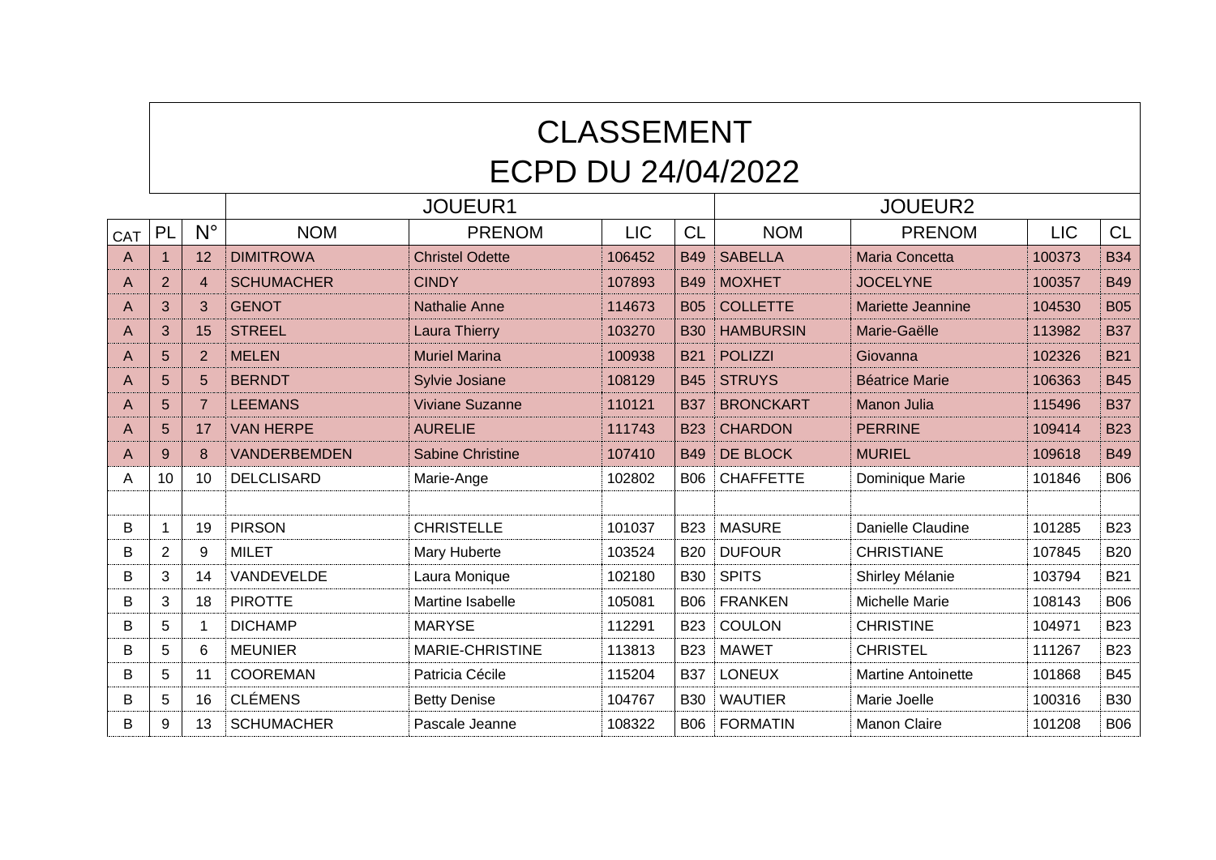# CLASSEMENT
# ECPD DU 24/04/2022

| | | | JOUEUR1 | | | | JOUEUR2 | | | |
|---|---|---|---|---|---|---|---|---|---|---|
| CAT | PL | N° | NOM | PRENOM | LIC | CL | NOM | PRENOM | LIC | CL |
| A | 1 | 12 | DIMITROWA | Christel Odette | 106452 | B49 | SABELLA | Maria Concetta | 100373 | B34 |
| A | 2 | 4 | SCHUMACHER | CINDY | 107893 | B49 | MOXHET | JOCELYNE | 100357 | B49 |
| A | 3 | 3 | GENOT | Nathalie Anne | 114673 | B05 | COLLETTE | Mariette Jeannine | 104530 | B05 |
| A | 3 | 15 | STREEL | Laura Thierry | 103270 | B30 | HAMBURSIN | Marie-Gaëlle | 113982 | B37 |
| A | 5 | 2 | MELEN | Muriel Marina | 100938 | B21 | POLIZZI | Giovanna | 102326 | B21 |
| A | 5 | 5 | BERNDT | Sylvie Josiane | 108129 | B45 | STRUYS | Béatrice Marie | 106363 | B45 |
| A | 5 | 7 | LEEMANS | Viviane Suzanne | 110121 | B37 | BRONCKART | Manon Julia | 115496 | B37 |
| A | 5 | 17 | VAN HERPE | AURELIE | 111743 | B23 | CHARDON | PERRINE | 109414 | B23 |
| A | 9 | 8 | VANDERBEMDEN | Sabine Christine | 107410 | B49 | DE BLOCK | MURIEL | 109618 | B49 |
| A | 10 | 10 | DELCLISARD | Marie-Ange | 102802 | B06 | CHAFFETTE | Dominique Marie | 101846 | B06 |
| | | | | | | | | | | |
| B | 1 | 19 | PIRSON | CHRISTELLE | 101037 | B23 | MASURE | Danielle Claudine | 101285 | B23 |
| B | 2 | 9 | MILET | Mary Huberte | 103524 | B20 | DUFOUR | CHRISTIANE | 107845 | B20 |
| B | 3 | 14 | VANDEVELDE | Laura Monique | 102180 | B30 | SPITS | Shirley Mélanie | 103794 | B21 |
| B | 3 | 18 | PIROTTE | Martine Isabelle | 105081 | B06 | FRANKEN | Michelle Marie | 108143 | B06 |
| B | 5 | 1 | DICHAMP | MARYSE | 112291 | B23 | COULON | CHRISTINE | 104971 | B23 |
| B | 5 | 6 | MEUNIER | MARIE-CHRISTINE | 113813 | B23 | MAWET | CHRISTEL | 111267 | B23 |
| B | 5 | 11 | COOREMAN | Patricia Cécile | 115204 | B37 | LONEUX | Martine Antoinette | 101868 | B45 |
| B | 5 | 16 | CLÉMENS | Betty Denise | 104767 | B30 | WAUTIER | Marie Joelle | 100316 | B30 |
| B | 9 | 13 | SCHUMACHER | Pascale Jeanne | 108322 | B06 | FORMATIN | Manon Claire | 101208 | B06 |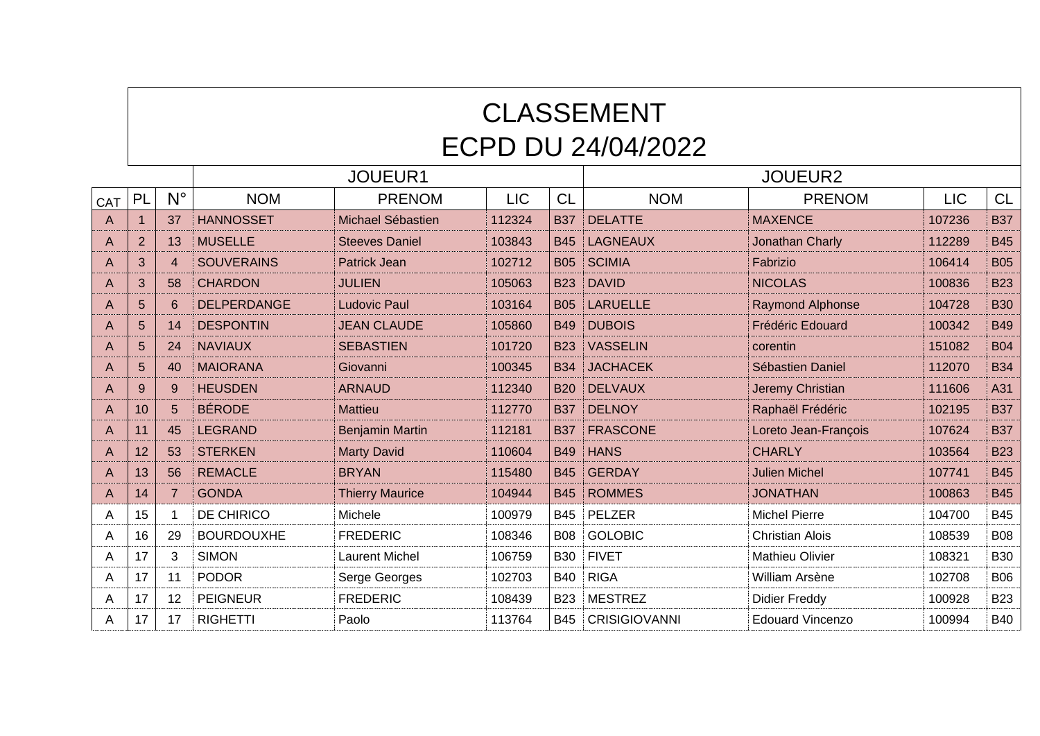# CLASSEMENT
# ECPD DU 24/04/2022

| | | | JOUEUR1 | | | | JOUEUR2 | | | |
|---|---|---|---|---|---|---|---|---|---|---|
| CAT | PL | N° | NOM | PRENOM | LIC | CL | NOM | PRENOM | LIC | CL |
| A | 1 | 37 | HANNOSSET | Michael Sébastien | 112324 | B37 | DELATTE | MAXENCE | 107236 | B37 |
| A | 2 | 13 | MUSELLE | Steeves Daniel | 103843 | B45 | LAGNEAUX | Jonathan Charly | 112289 | B45 |
| A | 3 | 4 | SOUVERAINS | Patrick Jean | 102712 | B05 | SCIMIA | Fabrizio | 106414 | B05 |
| A | 3 | 58 | CHARDON | JULIEN | 105063 | B23 | DAVID | NICOLAS | 100836 | B23 |
| A | 5 | 6 | DELPERDANGE | Ludovic Paul | 103164 | B05 | LARUELLE | Raymond Alphonse | 104728 | B30 |
| A | 5 | 14 | DESPONTIN | JEAN CLAUDE | 105860 | B49 | DUBOIS | Frédéric Edouard | 100342 | B49 |
| A | 5 | 24 | NAVIAUX | SEBASTIEN | 101720 | B23 | VASSELIN | corentin | 151082 | B04 |
| A | 5 | 40 | MAIORANA | Giovanni | 100345 | B34 | JACHACEK | Sébastien Daniel | 112070 | B34 |
| A | 9 | 9 | HEUSDEN | ARNAUD | 112340 | B20 | DELVAUX | Jeremy Christian | 111606 | A31 |
| A | 10 | 5 | BÉRODE | Mattieu | 112770 | B37 | DELNOY | Raphaël Frédéric | 102195 | B37 |
| A | 11 | 45 | LEGRAND | Benjamin Martin | 112181 | B37 | FRASCONE | Loreto Jean-François | 107624 | B37 |
| A | 12 | 53 | STERKEN | Marty David | 110604 | B49 | HANS | CHARLY | 103564 | B23 |
| A | 13 | 56 | REMACLE | BRYAN | 115480 | B45 | GERDAY | Julien Michel | 107741 | B45 |
| A | 14 | 7 | GONDA | Thierry Maurice | 104944 | B45 | ROMMES | JONATHAN | 100863 | B45 |
| A | 15 | 1 | DE CHIRICO | Michele | 100979 | B45 | PELZER | Michel Pierre | 104700 | B45 |
| A | 16 | 29 | BOURDOUXHE | FREDERIC | 108346 | B08 | GOLOBIC | Christian Alois | 108539 | B08 |
| A | 17 | 3 | SIMON | Laurent Michel | 106759 | B30 | FIVET | Mathieu Olivier | 108321 | B30 |
| A | 17 | 11 | PODOR | Serge Georges | 102703 | B40 | RIGA | William Arsène | 102708 | B06 |
| A | 17 | 12 | PEIGNEUR | FREDERIC | 108439 | B23 | MESTREZ | Didier Freddy | 100928 | B23 |
| A | 17 | 17 | RIGHETTI | Paolo | 113764 | B45 | CRISIGIOVANNI | Edouard Vincenzo | 100994 | B40 |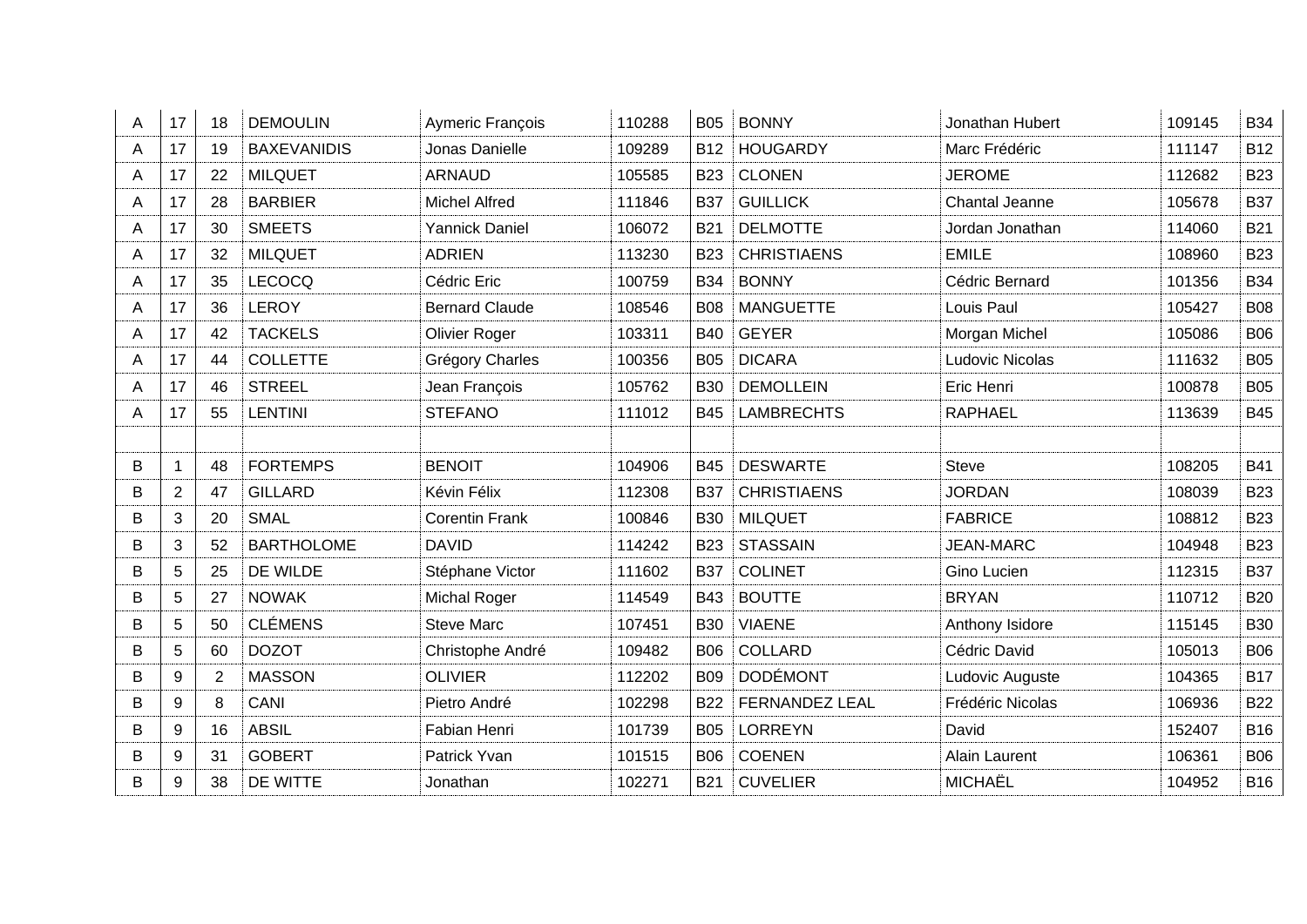| | | | | | | | | | | |
|---|---|---|---|---|---|---|---|---|---|---|
| A | 17 | 18 | DEMOULIN | Aymeric François | 110288 | B05 | BONNY | Jonathan Hubert | 109145 | B34 |
| A | 17 | 19 | BAXEVANIDIS | Jonas Danielle | 109289 | B12 | HOUGARDY | Marc Frédéric | 111147 | B12 |
| A | 17 | 22 | MILQUET | ARNAUD | 105585 | B23 | CLONEN | JEROME | 112682 | B23 |
| A | 17 | 28 | BARBIER | Michel Alfred | 111846 | B37 | GUILLICK | Chantal Jeanne | 105678 | B37 |
| A | 17 | 30 | SMEETS | Yannick Daniel | 106072 | B21 | DELMOTTE | Jordan Jonathan | 114060 | B21 |
| A | 17 | 32 | MILQUET | ADRIEN | 113230 | B23 | CHRISTIAENS | EMILE | 108960 | B23 |
| A | 17 | 35 | LECOCQ | Cédric Eric | 100759 | B34 | BONNY | Cédric Bernard | 101356 | B34 |
| A | 17 | 36 | LEROY | Bernard Claude | 108546 | B08 | MANGUETTE | Louis Paul | 105427 | B08 |
| A | 17 | 42 | TACKELS | Olivier Roger | 103311 | B40 | GEYER | Morgan Michel | 105086 | B06 |
| A | 17 | 44 | COLLETTE | Grégory Charles | 100356 | B05 | DICARA | Ludovic Nicolas | 111632 | B05 |
| A | 17 | 46 | STREEL | Jean François | 105762 | B30 | DEMOLLEIN | Eric Henri | 100878 | B05 |
| A | 17 | 55 | LENTINI | STEFANO | 111012 | B45 | LAMBRECHTS | RAPHAEL | 113639 | B45 |
| | | | | | | | | | | |
| B | 1 | 48 | FORTEMPS | BENOIT | 104906 | B45 | DESWARTE | Steve | 108205 | B41 |
| B | 2 | 47 | GILLARD | Kévin Félix | 112308 | B37 | CHRISTIAENS | JORDAN | 108039 | B23 |
| B | 3 | 20 | SMAL | Corentin Frank | 100846 | B30 | MILQUET | FABRICE | 108812 | B23 |
| B | 3 | 52 | BARTHOLOME | DAVID | 114242 | B23 | STASSAIN | JEAN-MARC | 104948 | B23 |
| B | 5 | 25 | DE WILDE | Stéphane Victor | 111602 | B37 | COLINET | Gino Lucien | 112315 | B37 |
| B | 5 | 27 | NOWAK | Michal Roger | 114549 | B43 | BOUTTE | BRYAN | 110712 | B20 |
| B | 5 | 50 | CLÉMENS | Steve Marc | 107451 | B30 | VIAENE | Anthony Isidore | 115145 | B30 |
| B | 5 | 60 | DOZOT | Christophe André | 109482 | B06 | COLLARD | Cédric David | 105013 | B06 |
| B | 9 | 2 | MASSON | OLIVIER | 112202 | B09 | DODÉMONT | Ludovic Auguste | 104365 | B17 |
| B | 9 | 8 | CANI | Pietro André | 102298 | B22 | FERNANDEZ LEAL | Frédéric Nicolas | 106936 | B22 |
| B | 9 | 16 | ABSIL | Fabian Henri | 101739 | B05 | LORREYN | David | 152407 | B16 |
| B | 9 | 31 | GOBERT | Patrick Yvan | 101515 | B06 | COENEN | Alain Laurent | 106361 | B06 |
| B | 9 | 38 | DE WITTE | Jonathan | 102271 | B21 | CUVELIER | MICHAËL | 104952 | B16 |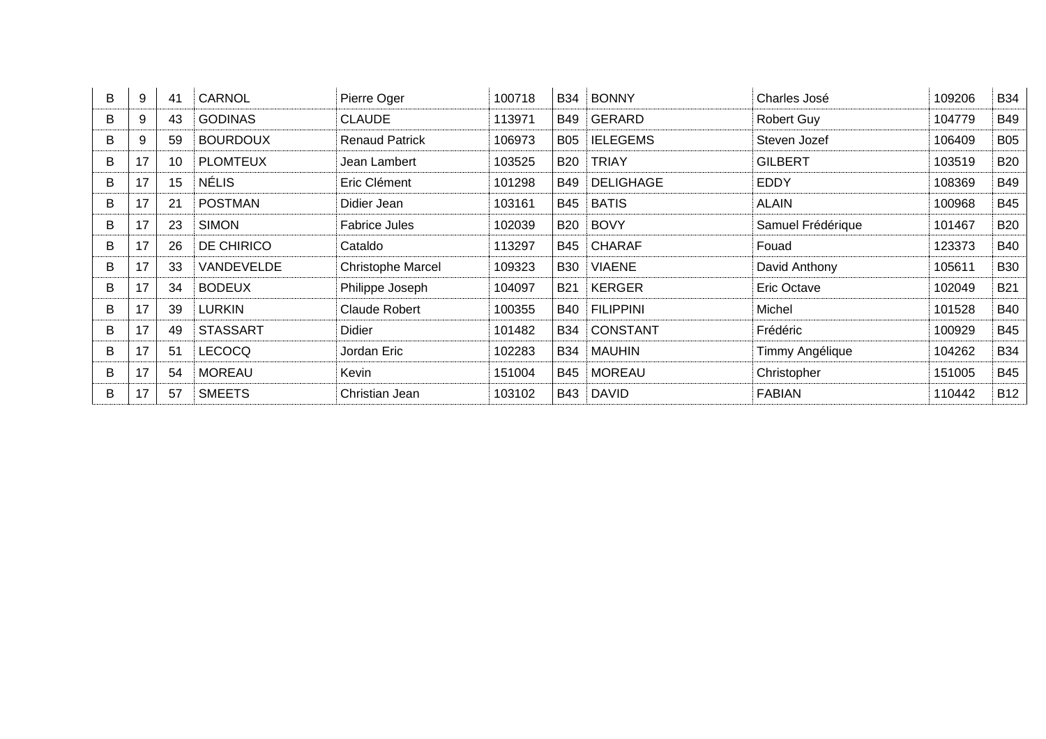| | | | | | | | | | | |
|---|---|---|---|---|---|---|---|---|---|---|
| B | 9 | 41 | CARNOL | Pierre Oger | 100718 | B34 | BONNY | Charles José | 109206 | B34 |
| B | 9 | 43 | GODINAS | CLAUDE | 113971 | B49 | GERARD | Robert Guy | 104779 | B49 |
| B | 9 | 59 | BOURDOUX | Renaud Patrick | 106973 | B05 | IELEGEMS | Steven Jozef | 106409 | B05 |
| B | 17 | 10 | PLOMTEUX | Jean Lambert | 103525 | B20 | TRIAY | GILBERT | 103519 | B20 |
| B | 17 | 15 | NÉLIS | Eric Clément | 101298 | B49 | DELIGHAGE | EDDY | 108369 | B49 |
| B | 17 | 21 | POSTMAN | Didier Jean | 103161 | B45 | BATIS | ALAIN | 100968 | B45 |
| B | 17 | 23 | SIMON | Fabrice Jules | 102039 | B20 | BOVY | Samuel Frédérique | 101467 | B20 |
| B | 17 | 26 | DE CHIRICO | Cataldo | 113297 | B45 | CHARAF | Fouad | 123373 | B40 |
| B | 17 | 33 | VANDEVELDE | Christophe Marcel | 109323 | B30 | VIAENE | David Anthony | 105611 | B30 |
| B | 17 | 34 | BODEUX | Philippe Joseph | 104097 | B21 | KERGER | Eric Octave | 102049 | B21 |
| B | 17 | 39 | LURKIN | Claude Robert | 100355 | B40 | FILIPPINI | Michel | 101528 | B40 |
| B | 17 | 49 | STASSART | Didier | 101482 | B34 | CONSTANT | Frédéric | 100929 | B45 |
| B | 17 | 51 | LECOCQ | Jordan Eric | 102283 | B34 | MAUHIN | Timmy Angélique | 104262 | B34 |
| B | 17 | 54 | MOREAU | Kevin | 151004 | B45 | MOREAU | Christopher | 151005 | B45 |
| B | 17 | 57 | SMEETS | Christian Jean | 103102 | B43 | DAVID | FABIAN | 110442 | B12 |